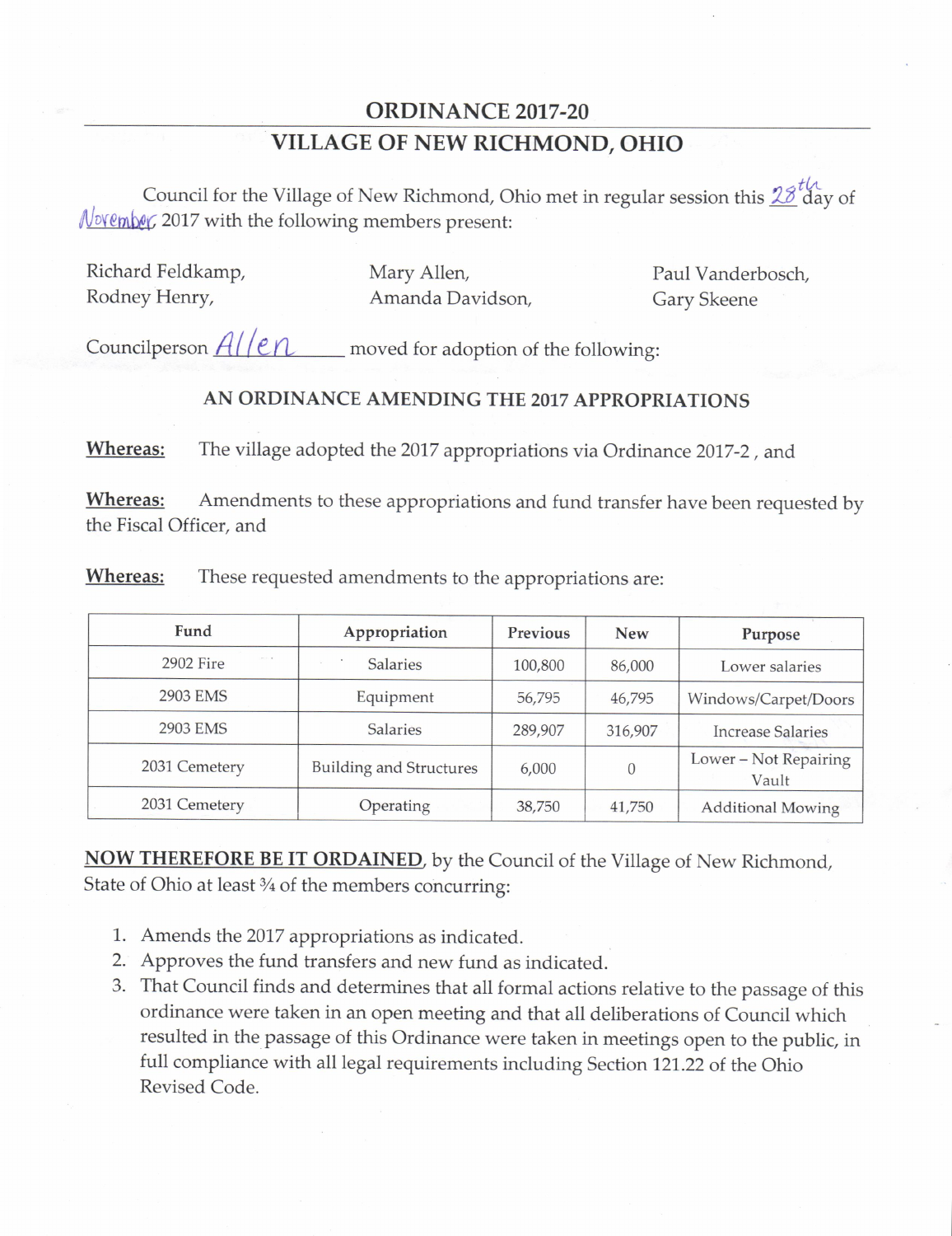# ORDINANCE 2017-20

## VILLAGE OF NEW RICHMOND, OHIO

Council for the Village of New Richmond, Ohio met in regular session this 28th day of November 2017 with the following members present:

Richard Feldkamp, Rodney Henry, Mary Allen, Amanda Davidson, Paul Vanderbosch, Gary Skeene

Councilperson Allen moved for adoption of the following:

### AN ORDINANCE AMENDING THE 2017 APPROPRIATIONS

**Whereas:** The village adopted the 2017 appropriations via Ordinance 2017-2 , and

**Whereas:** Amendments to these appropriations and fund transfer have been requested by the Fiscal Officer, and

**Whereas:** These requested amendments to the appropriations are:

| Fund | Appropriation | Previous | New | Purpose |
|---|---|---|---|---|
| 2902 Fire | Salaries | 100,800 | 86,000 | Lower salaries |
| 2903 EMS | Equipment | 56,795 | 46,795 | Windows/Carpet/Doors |
| 2903 EMS | Salaries | 289,907 | 316,907 | Increase Salaries |
| 2031 Cemetery | Building and Structures | 6,000 | 0 | Lower – Not Repairing Vault |
| 2031 Cemetery | Operating | 38,750 | 41,750 | Additional Mowing |

**NOW THEREFORE BE IT ORDAINED**, by the Council of the Village of New Richmond, State of Ohio at least ¾ of the members concurring:

1. Amends the 2017 appropriations as indicated.
2. Approves the fund transfers and new fund as indicated.
3. That Council finds and determines that all formal actions relative to the passage of this ordinance were taken in an open meeting and that all deliberations of Council which resulted in the passage of this Ordinance were taken in meetings open to the public, in full compliance with all legal requirements including Section 121.22 of the Ohio Revised Code.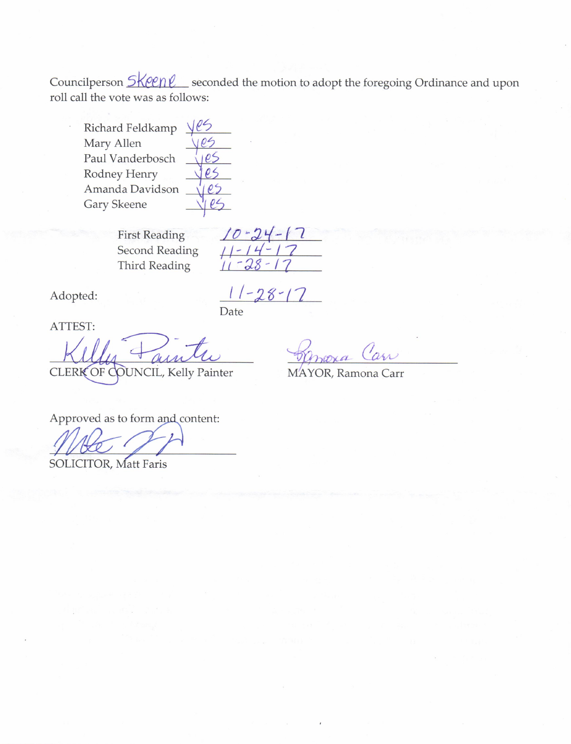Councilperson Skeene seconded the motion to adopt the foregoing Ordinance and upon roll call the vote was as follows:

| | |
|---|---|
| Richard Feldkamp | yes |
| Mary Allen | yes |
| Paul Vanderbosch | yes |
| Rodney Henry | yes |
| Amanda Davidson | yes |
| Gary Skeene | yes |

| | |
|---|---|
| First Reading | 10-24-17 |
| Second Reading | 11-14-17 |
| Third Reading | 11-28-17 |

Adopted: 11-28-17
Date

ATTEST:

CLERK OF COUNCIL, Kelly Painter

MAYOR, Ramona Carr

Approved as to form and content:

SOLICITOR, Matt Faris